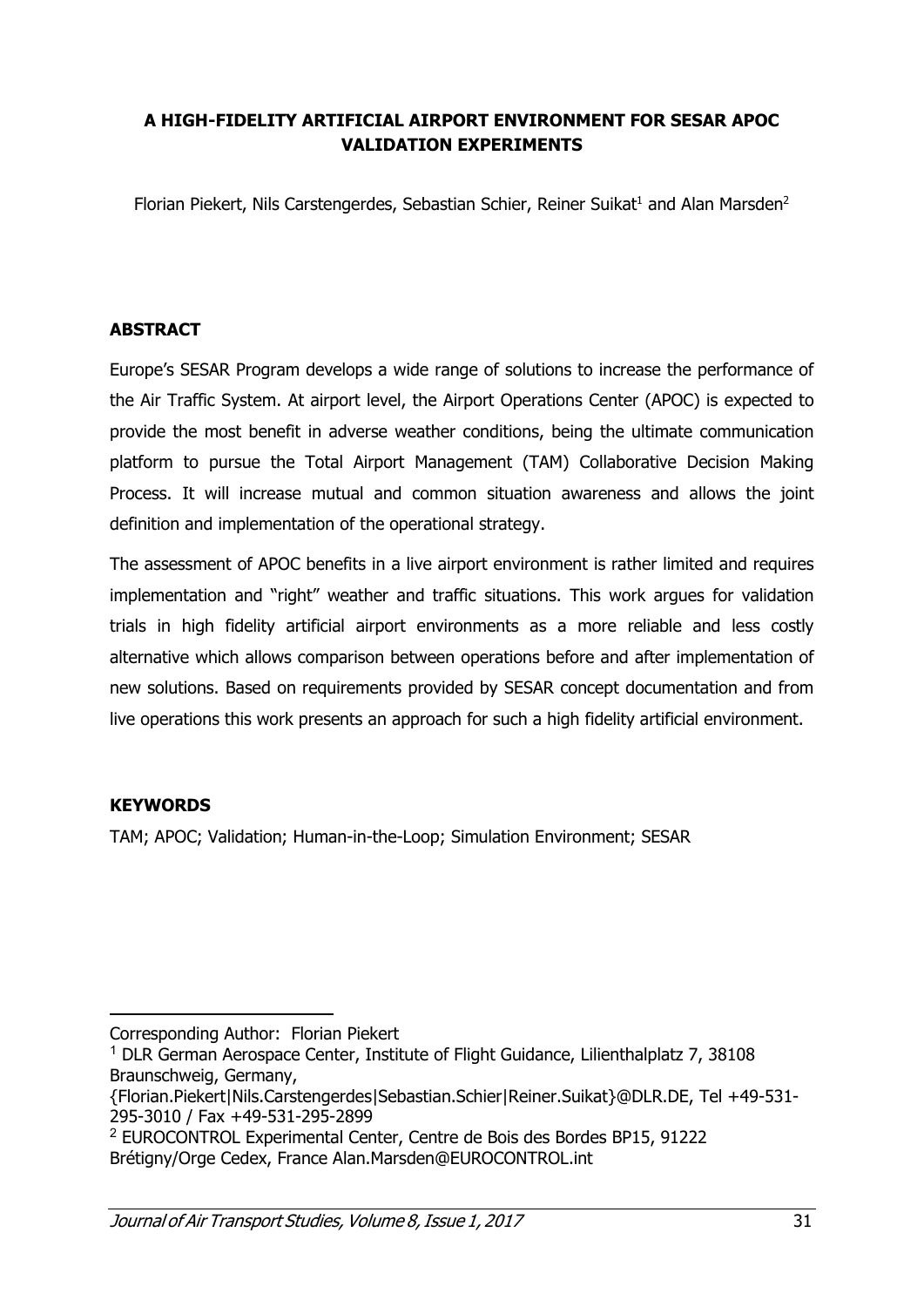# A HIGH-FIDELITY ARTIFICIAL AIRPORT ENVIRONMENT FOR SESAR APOC VALIDATION EXPERIMENTS

Florian Piekert, Nils Carstengerdes, Sebastian Schier, Reiner Suikat[1] and Alan Marsden[2]

## ABSTRACT

Europe's SESAR Program develops a wide range of solutions to increase the performance of the Air Traffic System. At airport level, the Airport Operations Center (APOC) is expected to provide the most benefit in adverse weather conditions, being the ultimate communication platform to pursue the Total Airport Management (TAM) Collaborative Decision Making Process. It will increase mutual and common situation awareness and allows the joint definition and implementation of the operational strategy.

The assessment of APOC benefits in a live airport environment is rather limited and requires implementation and "right" weather and traffic situations. This work argues for validation trials in high fidelity artificial airport environments as a more reliable and less costly alternative which allows comparison between operations before and after implementation of new solutions. Based on requirements provided by SESAR concept documentation and from live operations this work presents an approach for such a high fidelity artificial environment.

## KEYWORDS

TAM; APOC; Validation; Human-in-the-Loop; Simulation Environment; SESAR

---

Corresponding Author: Florian Piekert

[1] DLR German Aerospace Center, Institute of Flight Guidance, Lilienthalplatz 7, 38108 Braunschweig, Germany, {Florian.Piekert|Nils.Carstengerdes|Sebastian.Schier|Reiner.Suikat}@DLR.DE, Tel +49-531-295-3010 / Fax +49-531-295-2899

[2] EUROCONTROL Experimental Center, Centre de Bois des Bordes BP15, 91222 Brétigny/Orge Cedex, France Alan.Marsden@EUROCONTROL.int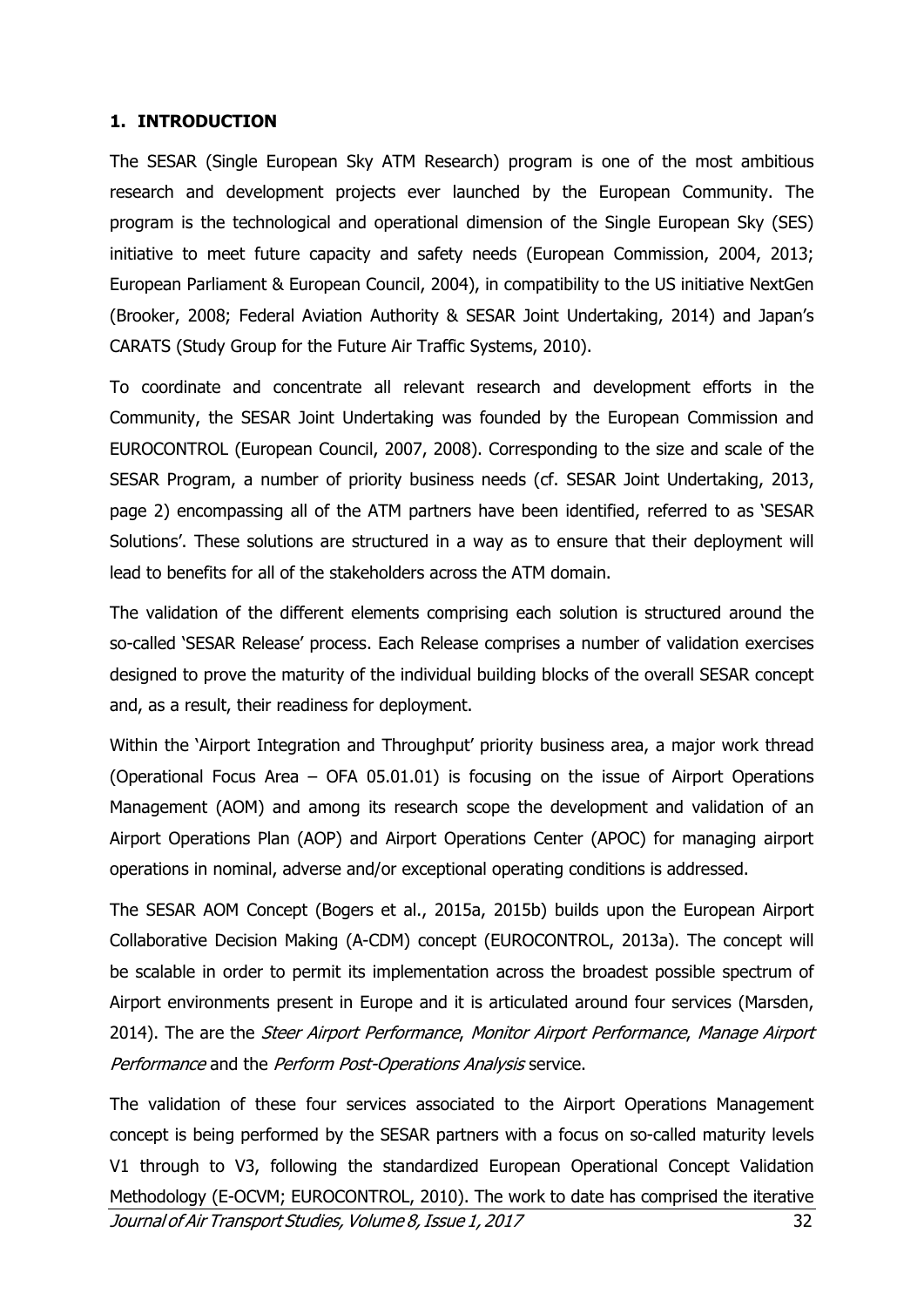## 1. INTRODUCTION

The SESAR (Single European Sky ATM Research) program is one of the most ambitious research and development projects ever launched by the European Community. The program is the technological and operational dimension of the Single European Sky (SES) initiative to meet future capacity and safety needs (European Commission, 2004, 2013; European Parliament & European Council, 2004), in compatibility to the US initiative NextGen (Brooker, 2008; Federal Aviation Authority & SESAR Joint Undertaking, 2014) and Japan's CARATS (Study Group for the Future Air Traffic Systems, 2010).

To coordinate and concentrate all relevant research and development efforts in the Community, the SESAR Joint Undertaking was founded by the European Commission and EUROCONTROL (European Council, 2007, 2008). Corresponding to the size and scale of the SESAR Program, a number of priority business needs (cf. SESAR Joint Undertaking, 2013, page 2) encompassing all of the ATM partners have been identified, referred to as 'SESAR Solutions'. These solutions are structured in a way as to ensure that their deployment will lead to benefits for all of the stakeholders across the ATM domain.

The validation of the different elements comprising each solution is structured around the so-called 'SESAR Release' process. Each Release comprises a number of validation exercises designed to prove the maturity of the individual building blocks of the overall SESAR concept and, as a result, their readiness for deployment.

Within the 'Airport Integration and Throughput' priority business area, a major work thread (Operational Focus Area – OFA 05.01.01) is focusing on the issue of Airport Operations Management (AOM) and among its research scope the development and validation of an Airport Operations Plan (AOP) and Airport Operations Center (APOC) for managing airport operations in nominal, adverse and/or exceptional operating conditions is addressed.

The SESAR AOM Concept (Bogers et al., 2015a, 2015b) builds upon the European Airport Collaborative Decision Making (A-CDM) concept (EUROCONTROL, 2013a). The concept will be scalable in order to permit its implementation across the broadest possible spectrum of Airport environments present in Europe and it is articulated around four services (Marsden, 2014). The are the *Steer Airport Performance*, *Monitor Airport Performance*, *Manage Airport Performance* and the *Perform Post-Operations Analysis* service.

The validation of these four services associated to the Airport Operations Management concept is being performed by the SESAR partners with a focus on so-called maturity levels V1 through to V3, following the standardized European Operational Concept Validation Methodology (E-OCVM; EUROCONTROL, 2010). The work to date has comprised the iterative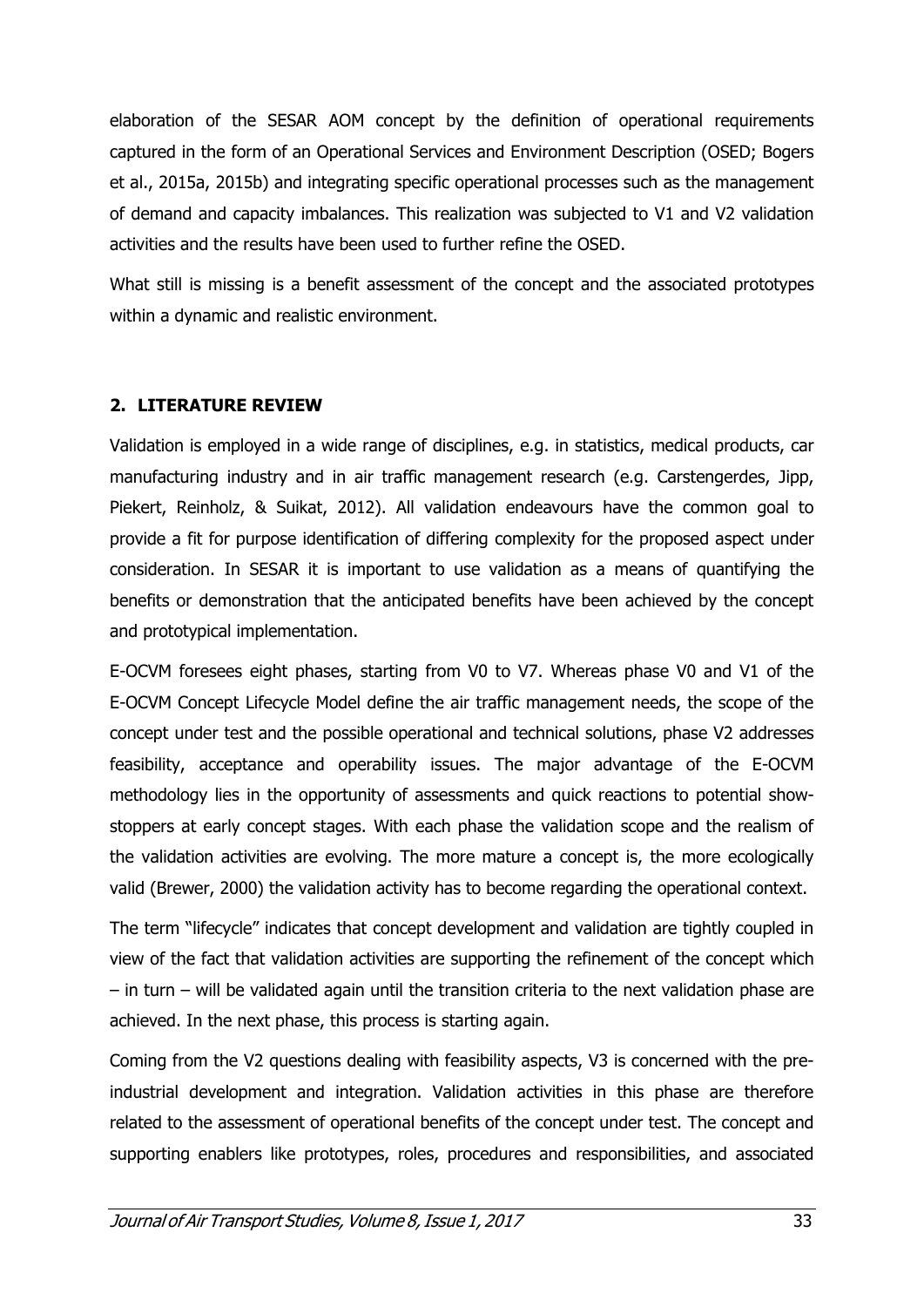elaboration of the SESAR AOM concept by the definition of operational requirements captured in the form of an Operational Services and Environment Description (OSED; Bogers et al., 2015a, 2015b) and integrating specific operational processes such as the management of demand and capacity imbalances. This realization was subjected to V1 and V2 validation activities and the results have been used to further refine the OSED.

What still is missing is a benefit assessment of the concept and the associated prototypes within a dynamic and realistic environment.

## 2. LITERATURE REVIEW

Validation is employed in a wide range of disciplines, e.g. in statistics, medical products, car manufacturing industry and in air traffic management research (e.g. Carstengerdes, Jipp, Piekert, Reinholz, & Suikat, 2012). All validation endeavours have the common goal to provide a fit for purpose identification of differing complexity for the proposed aspect under consideration. In SESAR it is important to use validation as a means of quantifying the benefits or demonstration that the anticipated benefits have been achieved by the concept and prototypical implementation.

E-OCVM foresees eight phases, starting from V0 to V7. Whereas phase V0 and V1 of the E-OCVM Concept Lifecycle Model define the air traffic management needs, the scope of the concept under test and the possible operational and technical solutions, phase V2 addresses feasibility, acceptance and operability issues. The major advantage of the E-OCVM methodology lies in the opportunity of assessments and quick reactions to potential show-stoppers at early concept stages. With each phase the validation scope and the realism of the validation activities are evolving. The more mature a concept is, the more ecologically valid (Brewer, 2000) the validation activity has to become regarding the operational context.

The term "lifecycle" indicates that concept development and validation are tightly coupled in view of the fact that validation activities are supporting the refinement of the concept which – in turn – will be validated again until the transition criteria to the next validation phase are achieved. In the next phase, this process is starting again.

Coming from the V2 questions dealing with feasibility aspects, V3 is concerned with the pre-industrial development and integration. Validation activities in this phase are therefore related to the assessment of operational benefits of the concept under test. The concept and supporting enablers like prototypes, roles, procedures and responsibilities, and associated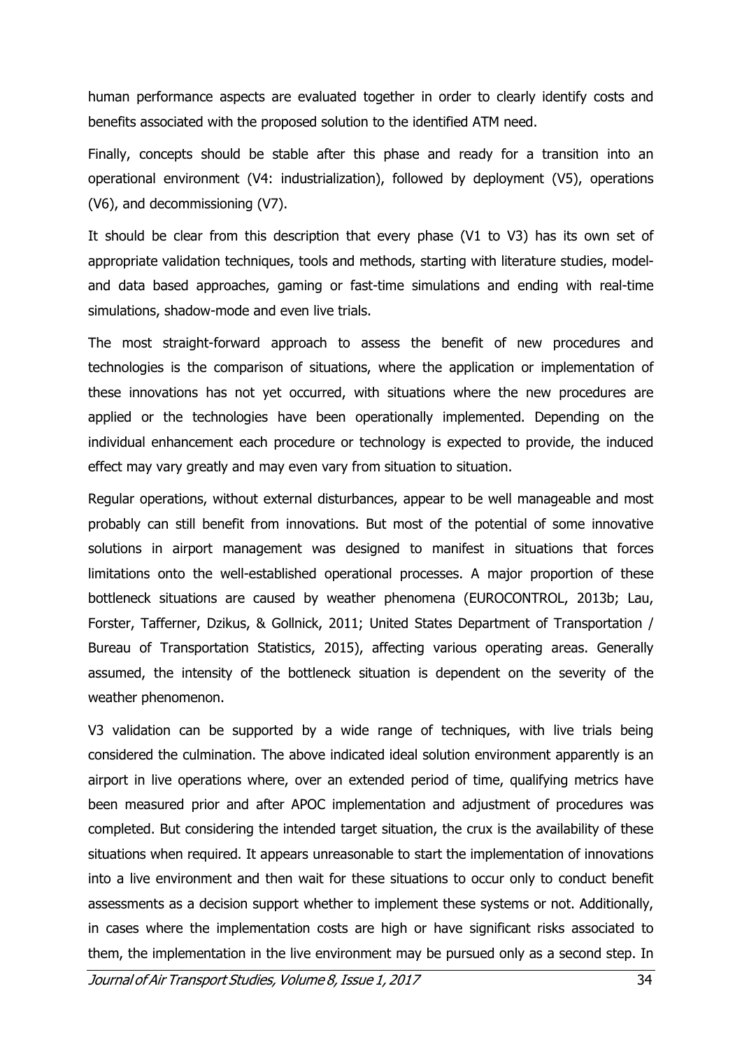human performance aspects are evaluated together in order to clearly identify costs and benefits associated with the proposed solution to the identified ATM need.

Finally, concepts should be stable after this phase and ready for a transition into an operational environment (V4: industrialization), followed by deployment (V5), operations (V6), and decommissioning (V7).

It should be clear from this description that every phase (V1 to V3) has its own set of appropriate validation techniques, tools and methods, starting with literature studies, model- and data based approaches, gaming or fast-time simulations and ending with real-time simulations, shadow-mode and even live trials.

The most straight-forward approach to assess the benefit of new procedures and technologies is the comparison of situations, where the application or implementation of these innovations has not yet occurred, with situations where the new procedures are applied or the technologies have been operationally implemented. Depending on the individual enhancement each procedure or technology is expected to provide, the induced effect may vary greatly and may even vary from situation to situation.

Regular operations, without external disturbances, appear to be well manageable and most probably can still benefit from innovations. But most of the potential of some innovative solutions in airport management was designed to manifest in situations that forces limitations onto the well-established operational processes. A major proportion of these bottleneck situations are caused by weather phenomena (EUROCONTROL, 2013b; Lau, Forster, Tafferner, Dzikus, & Gollnick, 2011; United States Department of Transportation / Bureau of Transportation Statistics, 2015), affecting various operating areas. Generally assumed, the intensity of the bottleneck situation is dependent on the severity of the weather phenomenon.

V3 validation can be supported by a wide range of techniques, with live trials being considered the culmination. The above indicated ideal solution environment apparently is an airport in live operations where, over an extended period of time, qualifying metrics have been measured prior and after APOC implementation and adjustment of procedures was completed. But considering the intended target situation, the crux is the availability of these situations when required. It appears unreasonable to start the implementation of innovations into a live environment and then wait for these situations to occur only to conduct benefit assessments as a decision support whether to implement these systems or not. Additionally, in cases where the implementation costs are high or have significant risks associated to them, the implementation in the live environment may be pursued only as a second step. In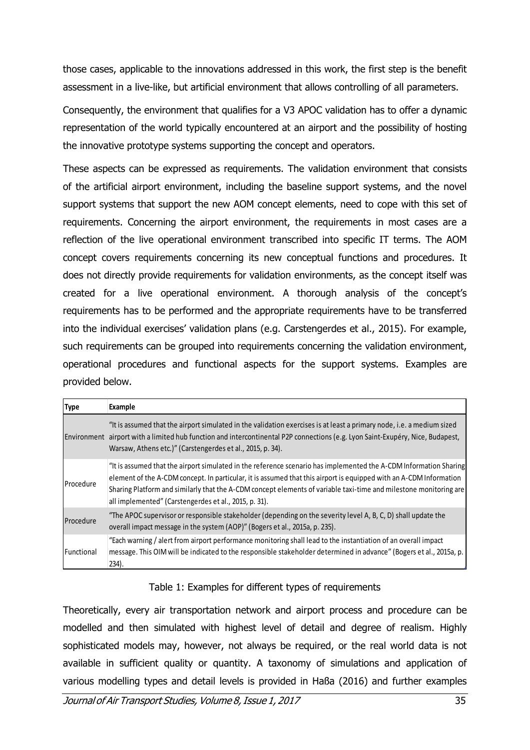those cases, applicable to the innovations addressed in this work, the first step is the benefit assessment in a live-like, but artificial environment that allows controlling of all parameters.

Consequently, the environment that qualifies for a V3 APOC validation has to offer a dynamic representation of the world typically encountered at an airport and the possibility of hosting the innovative prototype systems supporting the concept and operators.

These aspects can be expressed as requirements. The validation environment that consists of the artificial airport environment, including the baseline support systems, and the novel support systems that support the new AOM concept elements, need to cope with this set of requirements. Concerning the airport environment, the requirements in most cases are a reflection of the live operational environment transcribed into specific IT terms. The AOM concept covers requirements concerning its new conceptual functions and procedures. It does not directly provide requirements for validation environments, as the concept itself was created for a live operational environment. A thorough analysis of the concept's requirements has to be performed and the appropriate requirements have to be transferred into the individual exercises' validation plans (e.g. Carstengerdes et al., 2015). For example, such requirements can be grouped into requirements concerning the validation environment, operational procedures and functional aspects for the support systems. Examples are provided below.

| Type | Example |
| --- | --- |
| Environment | "It is assumed that the airport simulated in the validation exercises is at least a primary node, i.e. a medium sized airport with a limited hub function and intercontinental P2P connections (e.g. Lyon Saint-Exupéry, Nice, Budapest, Warsaw, Athens etc.)" (Carstengerdes et al., 2015, p. 34). |
| Procedure | "It is assumed that the airport simulated in the reference scenario has implemented the A-CDM Information Sharing element of the A-CDM concept. In particular, it is assumed that this airport is equipped with an A-CDM Information Sharing Platform and similarly that the A-CDM concept elements of variable taxi-time and milestone monitoring are all implemented" (Carstengerdes et al., 2015, p. 31). |
| Procedure | "The APOC supervisor or responsible stakeholder (depending on the severity level A, B, C, D) shall update the overall impact message in the system (AOP)" (Bogers et al., 2015a, p. 235). |
| Functional | "Each warning / alert from airport performance monitoring shall lead to the instantiation of an overall impact message. This OIM will be indicated to the responsible stakeholder determined in advance" (Bogers et al., 2015a, p. 234). |

Table 1: Examples for different types of requirements

Theoretically, every air transportation network and airport process and procedure can be modelled and then simulated with highest level of detail and degree of realism. Highly sophisticated models may, however, not always be required, or the real world data is not available in sufficient quality or quantity. A taxonomy of simulations and application of various modelling types and detail levels is provided in Haßa (2016) and further examples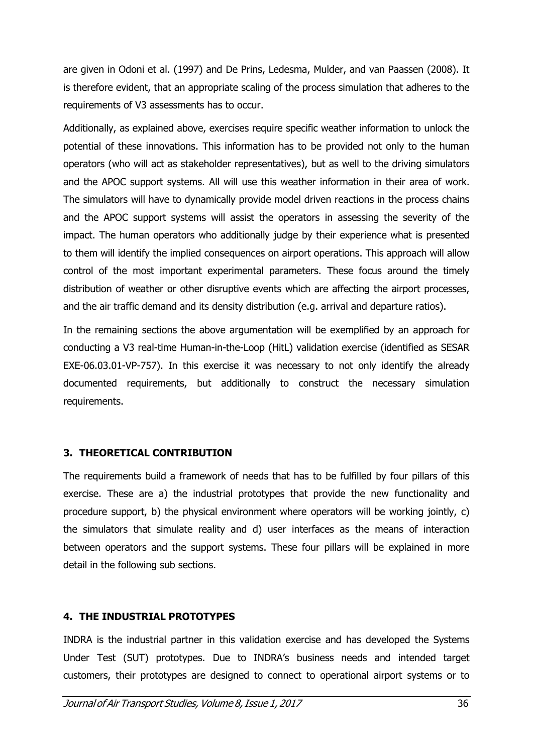are given in Odoni et al. (1997) and De Prins, Ledesma, Mulder, and van Paassen (2008). It is therefore evident, that an appropriate scaling of the process simulation that adheres to the requirements of V3 assessments has to occur.

Additionally, as explained above, exercises require specific weather information to unlock the potential of these innovations. This information has to be provided not only to the human operators (who will act as stakeholder representatives), but as well to the driving simulators and the APOC support systems. All will use this weather information in their area of work. The simulators will have to dynamically provide model driven reactions in the process chains and the APOC support systems will assist the operators in assessing the severity of the impact. The human operators who additionally judge by their experience what is presented to them will identify the implied consequences on airport operations. This approach will allow control of the most important experimental parameters. These focus around the timely distribution of weather or other disruptive events which are affecting the airport processes, and the air traffic demand and its density distribution (e.g. arrival and departure ratios).

In the remaining sections the above argumentation will be exemplified by an approach for conducting a V3 real-time Human-in-the-Loop (HitL) validation exercise (identified as SESAR EXE-06.03.01-VP-757). In this exercise it was necessary to not only identify the already documented requirements, but additionally to construct the necessary simulation requirements.

## 3. THEORETICAL CONTRIBUTION

The requirements build a framework of needs that has to be fulfilled by four pillars of this exercise. These are a) the industrial prototypes that provide the new functionality and procedure support, b) the physical environment where operators will be working jointly, c) the simulators that simulate reality and d) user interfaces as the means of interaction between operators and the support systems. These four pillars will be explained in more detail in the following sub sections.

## 4. THE INDUSTRIAL PROTOTYPES

INDRA is the industrial partner in this validation exercise and has developed the Systems Under Test (SUT) prototypes. Due to INDRA's business needs and intended target customers, their prototypes are designed to connect to operational airport systems or to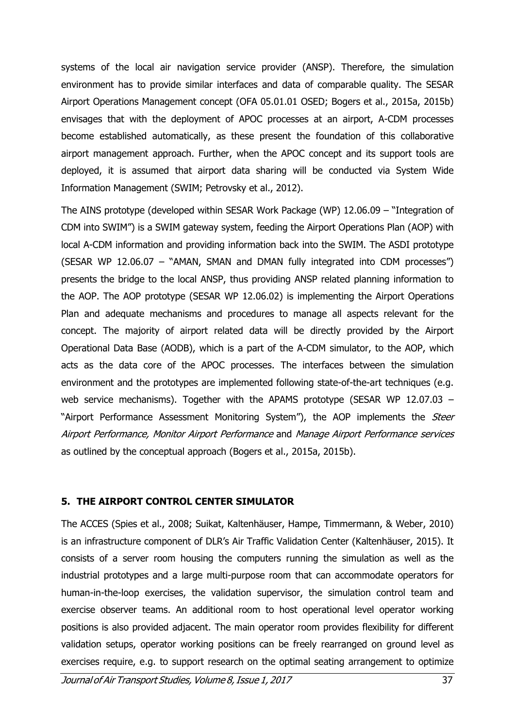systems of the local air navigation service provider (ANSP). Therefore, the simulation environment has to provide similar interfaces and data of comparable quality. The SESAR Airport Operations Management concept (OFA 05.01.01 OSED; Bogers et al., 2015a, 2015b) envisages that with the deployment of APOC processes at an airport, A-CDM processes become established automatically, as these present the foundation of this collaborative airport management approach. Further, when the APOC concept and its support tools are deployed, it is assumed that airport data sharing will be conducted via System Wide Information Management (SWIM; Petrovsky et al., 2012).

The AINS prototype (developed within SESAR Work Package (WP) 12.06.09 – "Integration of CDM into SWIM") is a SWIM gateway system, feeding the Airport Operations Plan (AOP) with local A-CDM information and providing information back into the SWIM. The ASDI prototype (SESAR WP 12.06.07 – "AMAN, SMAN and DMAN fully integrated into CDM processes") presents the bridge to the local ANSP, thus providing ANSP related planning information to the AOP. The AOP prototype (SESAR WP 12.06.02) is implementing the Airport Operations Plan and adequate mechanisms and procedures to manage all aspects relevant for the concept. The majority of airport related data will be directly provided by the Airport Operational Data Base (AODB), which is a part of the A-CDM simulator, to the AOP, which acts as the data core of the APOC processes. The interfaces between the simulation environment and the prototypes are implemented following state-of-the-art techniques (e.g. web service mechanisms). Together with the APAMS prototype (SESAR WP 12.07.03 – "Airport Performance Assessment Monitoring System"), the AOP implements the *Steer Airport Performance, Monitor Airport Performance* and *Manage Airport Performance services* as outlined by the conceptual approach (Bogers et al., 2015a, 2015b).

## 5. THE AIRPORT CONTROL CENTER SIMULATOR

The ACCES (Spies et al., 2008; Suikat, Kaltenhäuser, Hampe, Timmermann, & Weber, 2010) is an infrastructure component of DLR's Air Traffic Validation Center (Kaltenhäuser, 2015). It consists of a server room housing the computers running the simulation as well as the industrial prototypes and a large multi-purpose room that can accommodate operators for human-in-the-loop exercises, the validation supervisor, the simulation control team and exercise observer teams. An additional room to host operational level operator working positions is also provided adjacent. The main operator room provides flexibility for different validation setups, operator working positions can be freely rearranged on ground level as exercises require, e.g. to support research on the optimal seating arrangement to optimize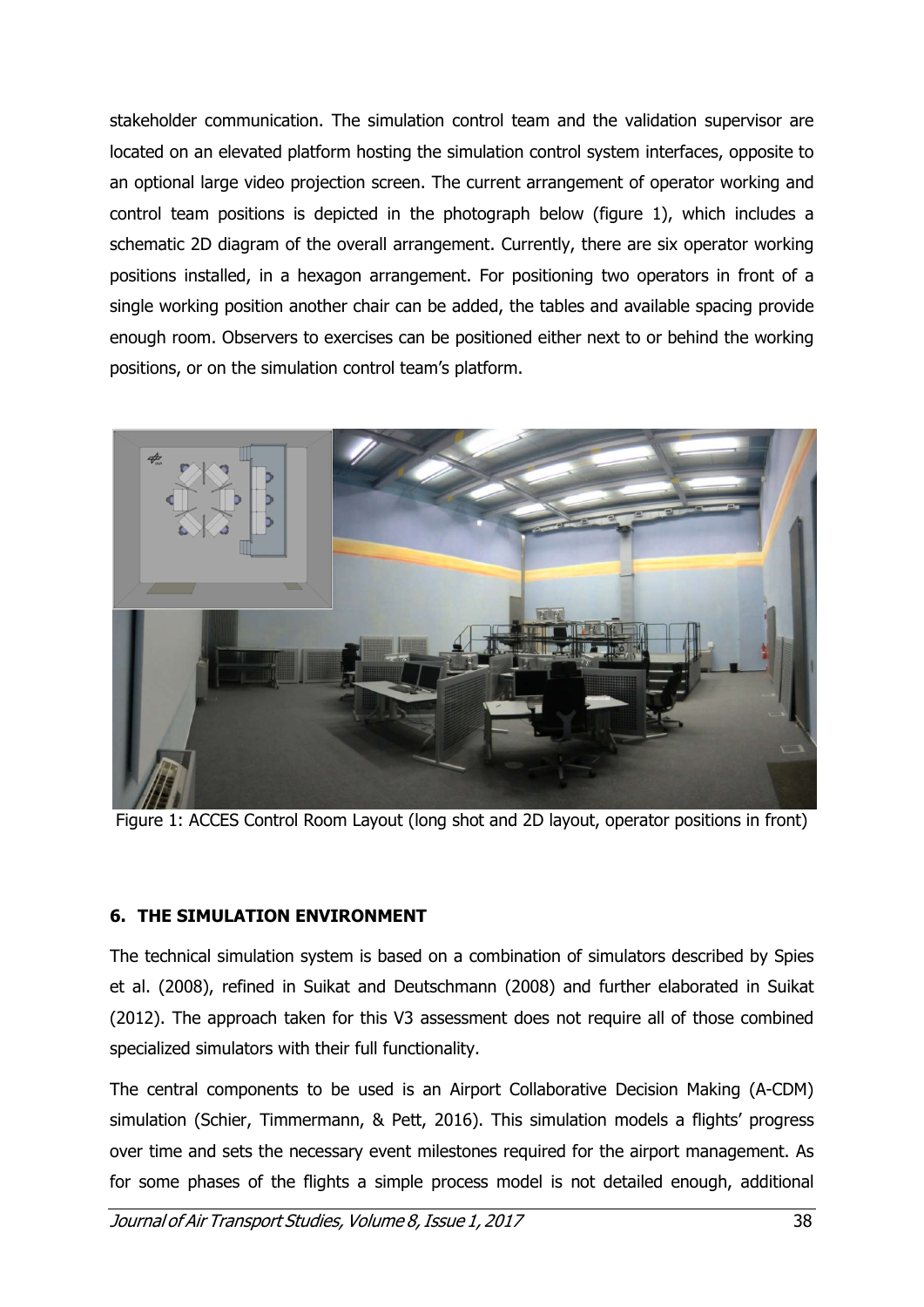stakeholder communication. The simulation control team and the validation supervisor are located on an elevated platform hosting the simulation control system interfaces, opposite to an optional large video projection screen. The current arrangement of operator working and control team positions is depicted in the photograph below (figure 1), which includes a schematic 2D diagram of the overall arrangement. Currently, there are six operator working positions installed, in a hexagon arrangement. For positioning two operators in front of a single working position another chair can be added, the tables and available spacing provide enough room. Observers to exercises can be positioned either next to or behind the working positions, or on the simulation control team's platform.

Figure 1: ACCES Control Room Layout (long shot and 2D layout, operator positions in front)

## 6. THE SIMULATION ENVIRONMENT

The technical simulation system is based on a combination of simulators described by Spies et al. (2008), refined in Suikat and Deutschmann (2008) and further elaborated in Suikat (2012). The approach taken for this V3 assessment does not require all of those combined specialized simulators with their full functionality.

The central components to be used is an Airport Collaborative Decision Making (A-CDM) simulation (Schier, Timmermann, & Pett, 2016). This simulation models a flights' progress over time and sets the necessary event milestones required for the airport management. As for some phases of the flights a simple process model is not detailed enough, additional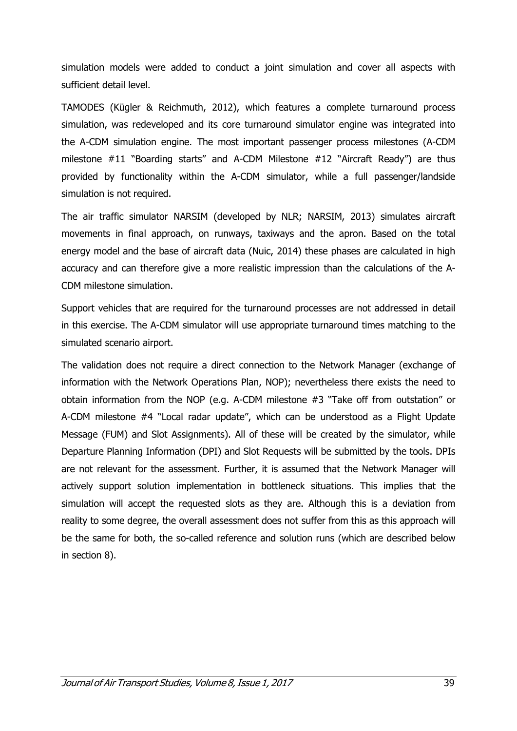simulation models were added to conduct a joint simulation and cover all aspects with sufficient detail level.

TAMODES (Kügler & Reichmuth, 2012), which features a complete turnaround process simulation, was redeveloped and its core turnaround simulator engine was integrated into the A-CDM simulation engine. The most important passenger process milestones (A-CDM milestone #11 "Boarding starts" and A-CDM Milestone #12 "Aircraft Ready") are thus provided by functionality within the A-CDM simulator, while a full passenger/landside simulation is not required.

The air traffic simulator NARSIM (developed by NLR; NARSIM, 2013) simulates aircraft movements in final approach, on runways, taxiways and the apron. Based on the total energy model and the base of aircraft data (Nuic, 2014) these phases are calculated in high accuracy and can therefore give a more realistic impression than the calculations of the A-CDM milestone simulation.

Support vehicles that are required for the turnaround processes are not addressed in detail in this exercise. The A-CDM simulator will use appropriate turnaround times matching to the simulated scenario airport.

The validation does not require a direct connection to the Network Manager (exchange of information with the Network Operations Plan, NOP); nevertheless there exists the need to obtain information from the NOP (e.g. A-CDM milestone #3 "Take off from outstation" or A-CDM milestone #4 "Local radar update", which can be understood as a Flight Update Message (FUM) and Slot Assignments). All of these will be created by the simulator, while Departure Planning Information (DPI) and Slot Requests will be submitted by the tools. DPIs are not relevant for the assessment. Further, it is assumed that the Network Manager will actively support solution implementation in bottleneck situations. This implies that the simulation will accept the requested slots as they are. Although this is a deviation from reality to some degree, the overall assessment does not suffer from this as this approach will be the same for both, the so-called reference and solution runs (which are described below in section 8).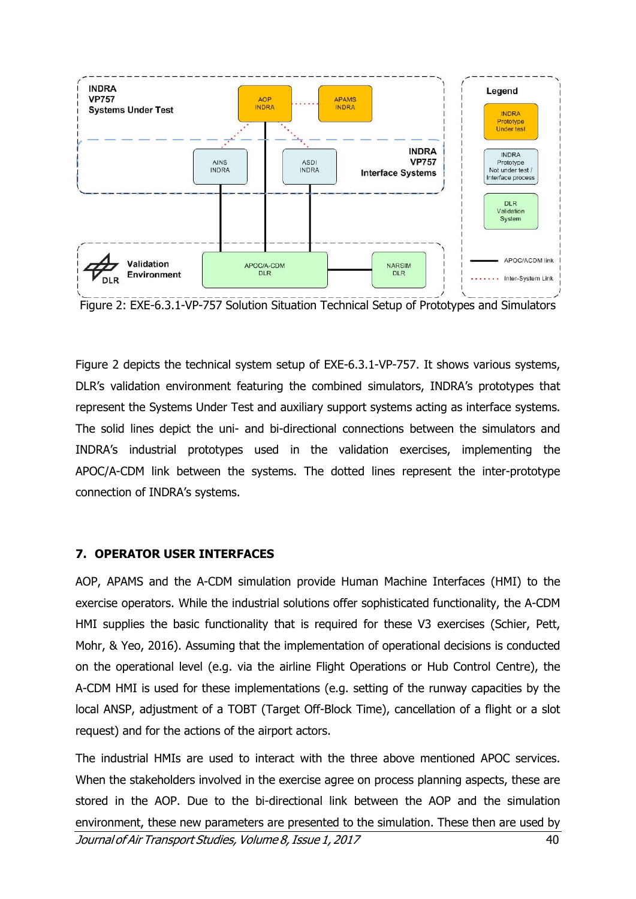Figure 2: EXE-6.3.1-VP-757 Solution Situation Technical Setup of Prototypes and Simulators

Figure 2 depicts the technical system setup of EXE-6.3.1-VP-757. It shows various systems, DLR's validation environment featuring the combined simulators, INDRA's prototypes that represent the Systems Under Test and auxiliary support systems acting as interface systems. The solid lines depict the uni- and bi-directional connections between the simulators and INDRA's industrial prototypes used in the validation exercises, implementing the APOC/A-CDM link between the systems. The dotted lines represent the inter-prototype connection of INDRA's systems.

## 7. OPERATOR USER INTERFACES

AOP, APAMS and the A-CDM simulation provide Human Machine Interfaces (HMI) to the exercise operators. While the industrial solutions offer sophisticated functionality, the A-CDM HMI supplies the basic functionality that is required for these V3 exercises (Schier, Pett, Mohr, & Yeo, 2016). Assuming that the implementation of operational decisions is conducted on the operational level (e.g. via the airline Flight Operations or Hub Control Centre), the A-CDM HMI is used for these implementations (e.g. setting of the runway capacities by the local ANSP, adjustment of a TOBT (Target Off-Block Time), cancellation of a flight or a slot request) and for the actions of the airport actors.

The industrial HMIs are used to interact with the three above mentioned APOC services. When the stakeholders involved in the exercise agree on process planning aspects, these are stored in the AOP. Due to the bi-directional link between the AOP and the simulation environment, these new parameters are presented to the simulation. These then are used by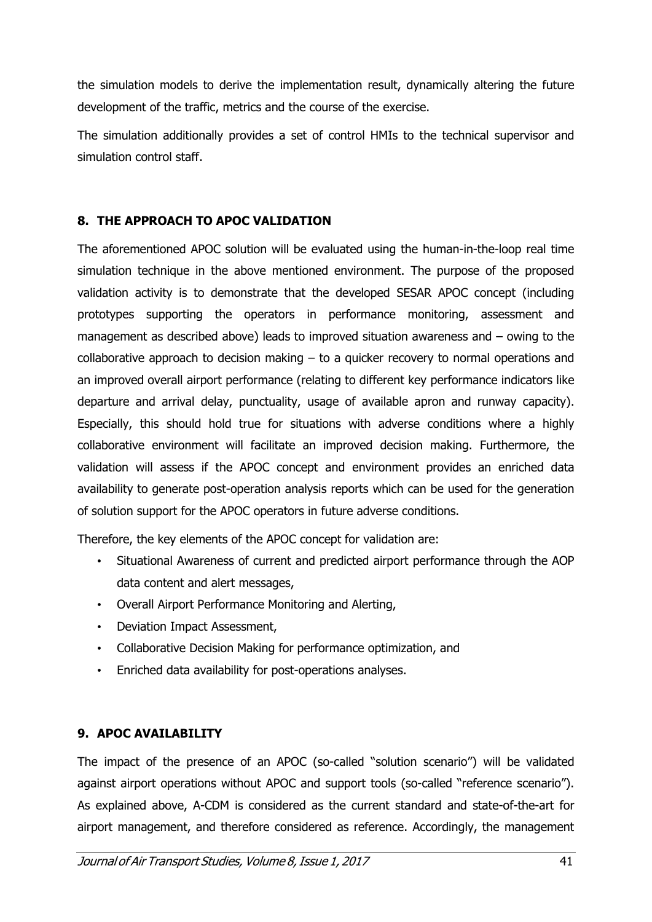the simulation models to derive the implementation result, dynamically altering the future development of the traffic, metrics and the course of the exercise.

The simulation additionally provides a set of control HMIs to the technical supervisor and simulation control staff.

## 8. THE APPROACH TO APOC VALIDATION

The aforementioned APOC solution will be evaluated using the human-in-the-loop real time simulation technique in the above mentioned environment. The purpose of the proposed validation activity is to demonstrate that the developed SESAR APOC concept (including prototypes supporting the operators in performance monitoring, assessment and management as described above) leads to improved situation awareness and – owing to the collaborative approach to decision making – to a quicker recovery to normal operations and an improved overall airport performance (relating to different key performance indicators like departure and arrival delay, punctuality, usage of available apron and runway capacity). Especially, this should hold true for situations with adverse conditions where a highly collaborative environment will facilitate an improved decision making. Furthermore, the validation will assess if the APOC concept and environment provides an enriched data availability to generate post-operation analysis reports which can be used for the generation of solution support for the APOC operators in future adverse conditions.

Therefore, the key elements of the APOC concept for validation are:

- Situational Awareness of current and predicted airport performance through the AOP data content and alert messages,
- Overall Airport Performance Monitoring and Alerting,
- Deviation Impact Assessment,
- Collaborative Decision Making for performance optimization, and
- Enriched data availability for post-operations analyses.

## 9. APOC AVAILABILITY

The impact of the presence of an APOC (so-called "solution scenario") will be validated against airport operations without APOC and support tools (so-called "reference scenario"). As explained above, A-CDM is considered as the current standard and state-of-the-art for airport management, and therefore considered as reference. Accordingly, the management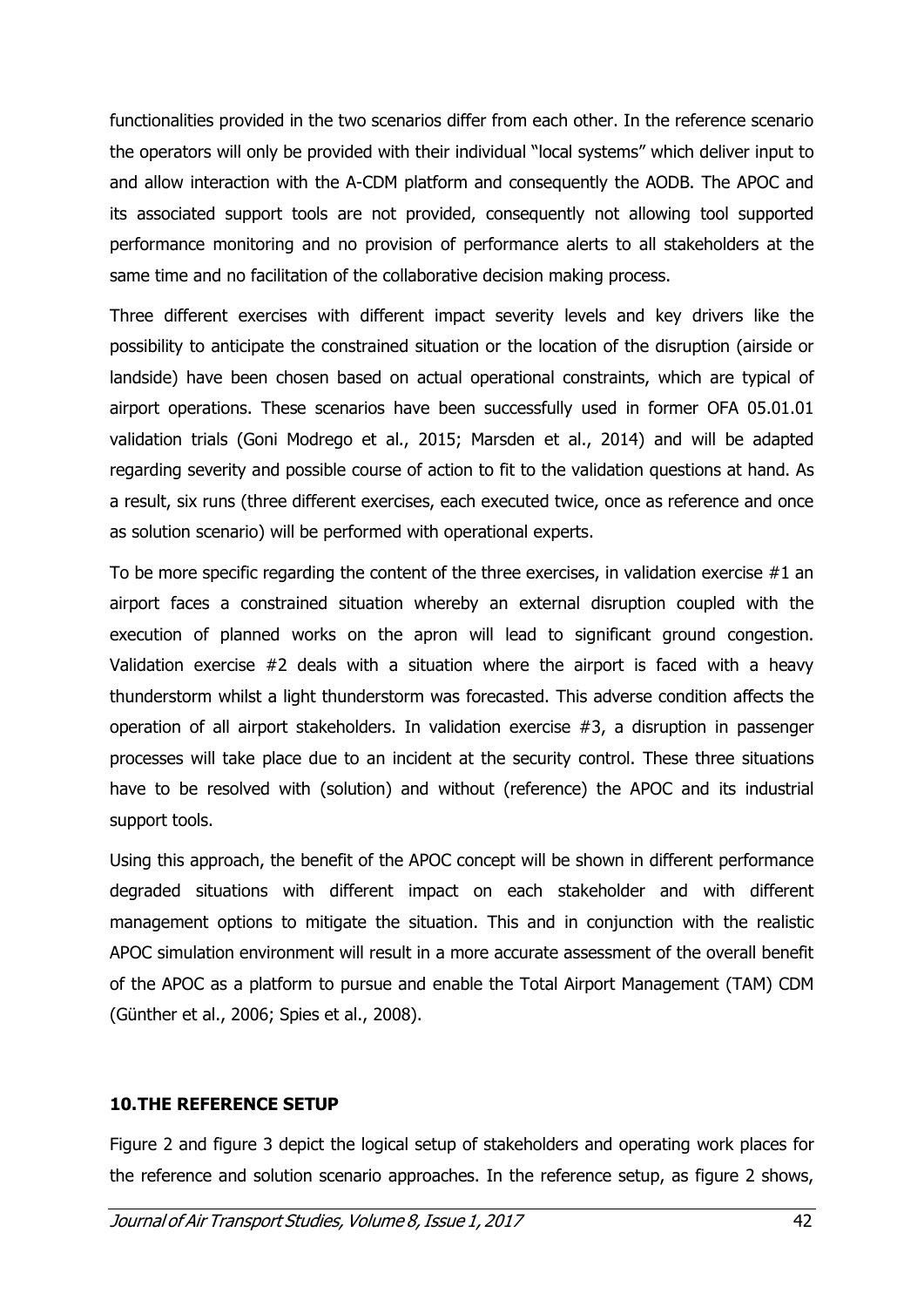functionalities provided in the two scenarios differ from each other. In the reference scenario the operators will only be provided with their individual "local systems" which deliver input to and allow interaction with the A-CDM platform and consequently the AODB. The APOC and its associated support tools are not provided, consequently not allowing tool supported performance monitoring and no provision of performance alerts to all stakeholders at the same time and no facilitation of the collaborative decision making process.

Three different exercises with different impact severity levels and key drivers like the possibility to anticipate the constrained situation or the location of the disruption (airside or landside) have been chosen based on actual operational constraints, which are typical of airport operations. These scenarios have been successfully used in former OFA 05.01.01 validation trials (Goni Modrego et al., 2015; Marsden et al., 2014) and will be adapted regarding severity and possible course of action to fit to the validation questions at hand. As a result, six runs (three different exercises, each executed twice, once as reference and once as solution scenario) will be performed with operational experts.

To be more specific regarding the content of the three exercises, in validation exercise #1 an airport faces a constrained situation whereby an external disruption coupled with the execution of planned works on the apron will lead to significant ground congestion. Validation exercise #2 deals with a situation where the airport is faced with a heavy thunderstorm whilst a light thunderstorm was forecasted. This adverse condition affects the operation of all airport stakeholders. In validation exercise #3, a disruption in passenger processes will take place due to an incident at the security control. These three situations have to be resolved with (solution) and without (reference) the APOC and its industrial support tools.

Using this approach, the benefit of the APOC concept will be shown in different performance degraded situations with different impact on each stakeholder and with different management options to mitigate the situation. This and in conjunction with the realistic APOC simulation environment will result in a more accurate assessment of the overall benefit of the APOC as a platform to pursue and enable the Total Airport Management (TAM) CDM (Günther et al., 2006; Spies et al., 2008).

## 10. THE REFERENCE SETUP

Figure 2 and figure 3 depict the logical setup of stakeholders and operating work places for the reference and solution scenario approaches. In the reference setup, as figure 2 shows,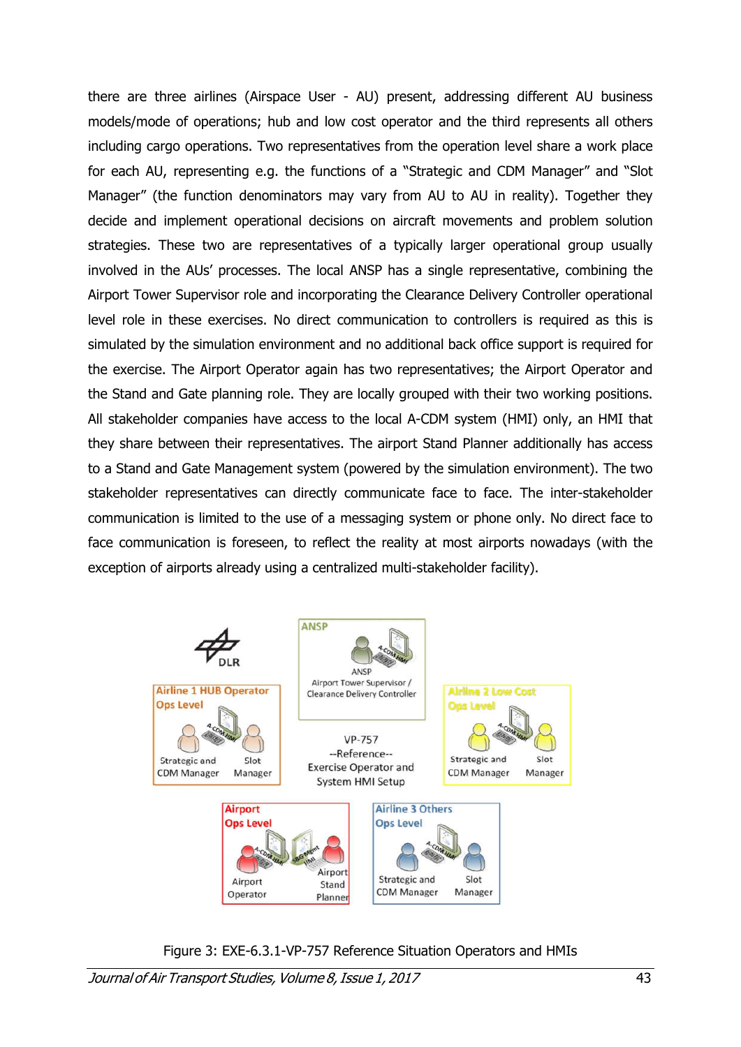there are three airlines (Airspace User - AU) present, addressing different AU business models/mode of operations; hub and low cost operator and the third represents all others including cargo operations. Two representatives from the operation level share a work place for each AU, representing e.g. the functions of a "Strategic and CDM Manager" and "Slot Manager" (the function denominators may vary from AU to AU in reality). Together they decide and implement operational decisions on aircraft movements and problem solution strategies. These two are representatives of a typically larger operational group usually involved in the AUs' processes. The local ANSP has a single representative, combining the Airport Tower Supervisor role and incorporating the Clearance Delivery Controller operational level role in these exercises. No direct communication to controllers is required as this is simulated by the simulation environment and no additional back office support is required for the exercise. The Airport Operator again has two representatives; the Airport Operator and the Stand and Gate planning role. They are locally grouped with their two working positions. All stakeholder companies have access to the local A-CDM system (HMI) only, an HMI that they share between their representatives. The airport Stand Planner additionally has access to a Stand and Gate Management system (powered by the simulation environment). The two stakeholder representatives can directly communicate face to face. The inter-stakeholder communication is limited to the use of a messaging system or phone only. No direct face to face communication is foreseen, to reflect the reality at most airports nowadays (with the exception of airports already using a centralized multi-stakeholder facility).

Figure 3: EXE-6.3.1-VP-757 Reference Situation Operators and HMIs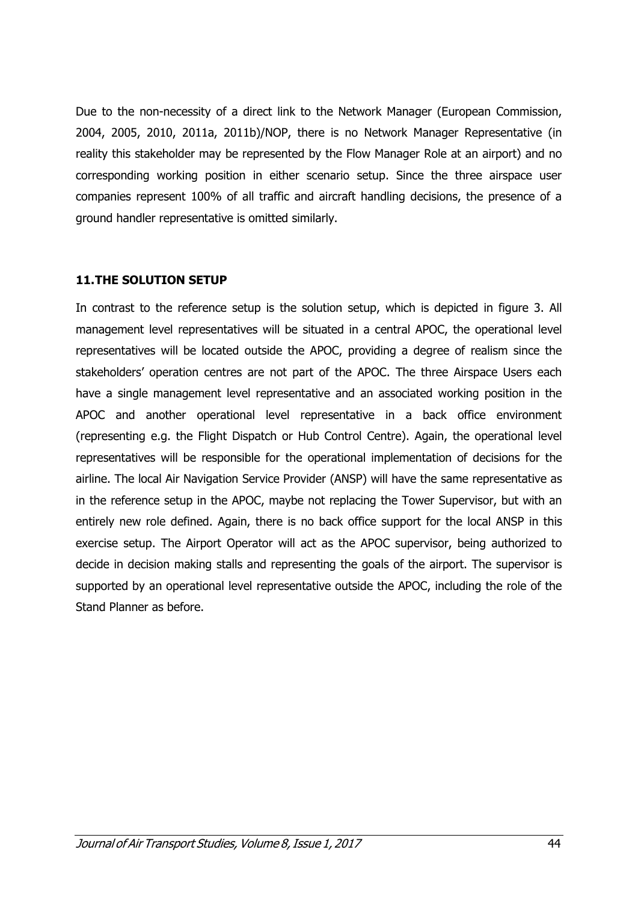Due to the non-necessity of a direct link to the Network Manager (European Commission, 2004, 2005, 2010, 2011a, 2011b)/NOP, there is no Network Manager Representative (in reality this stakeholder may be represented by the Flow Manager Role at an airport) and no corresponding working position in either scenario setup. Since the three airspace user companies represent 100% of all traffic and aircraft handling decisions, the presence of a ground handler representative is omitted similarly.

## 11. THE SOLUTION SETUP

In contrast to the reference setup is the solution setup, which is depicted in figure 3. All management level representatives will be situated in a central APOC, the operational level representatives will be located outside the APOC, providing a degree of realism since the stakeholders' operation centres are not part of the APOC. The three Airspace Users each have a single management level representative and an associated working position in the APOC and another operational level representative in a back office environment (representing e.g. the Flight Dispatch or Hub Control Centre). Again, the operational level representatives will be responsible for the operational implementation of decisions for the airline. The local Air Navigation Service Provider (ANSP) will have the same representative as in the reference setup in the APOC, maybe not replacing the Tower Supervisor, but with an entirely new role defined. Again, there is no back office support for the local ANSP in this exercise setup. The Airport Operator will act as the APOC supervisor, being authorized to decide in decision making stalls and representing the goals of the airport. The supervisor is supported by an operational level representative outside the APOC, including the role of the Stand Planner as before.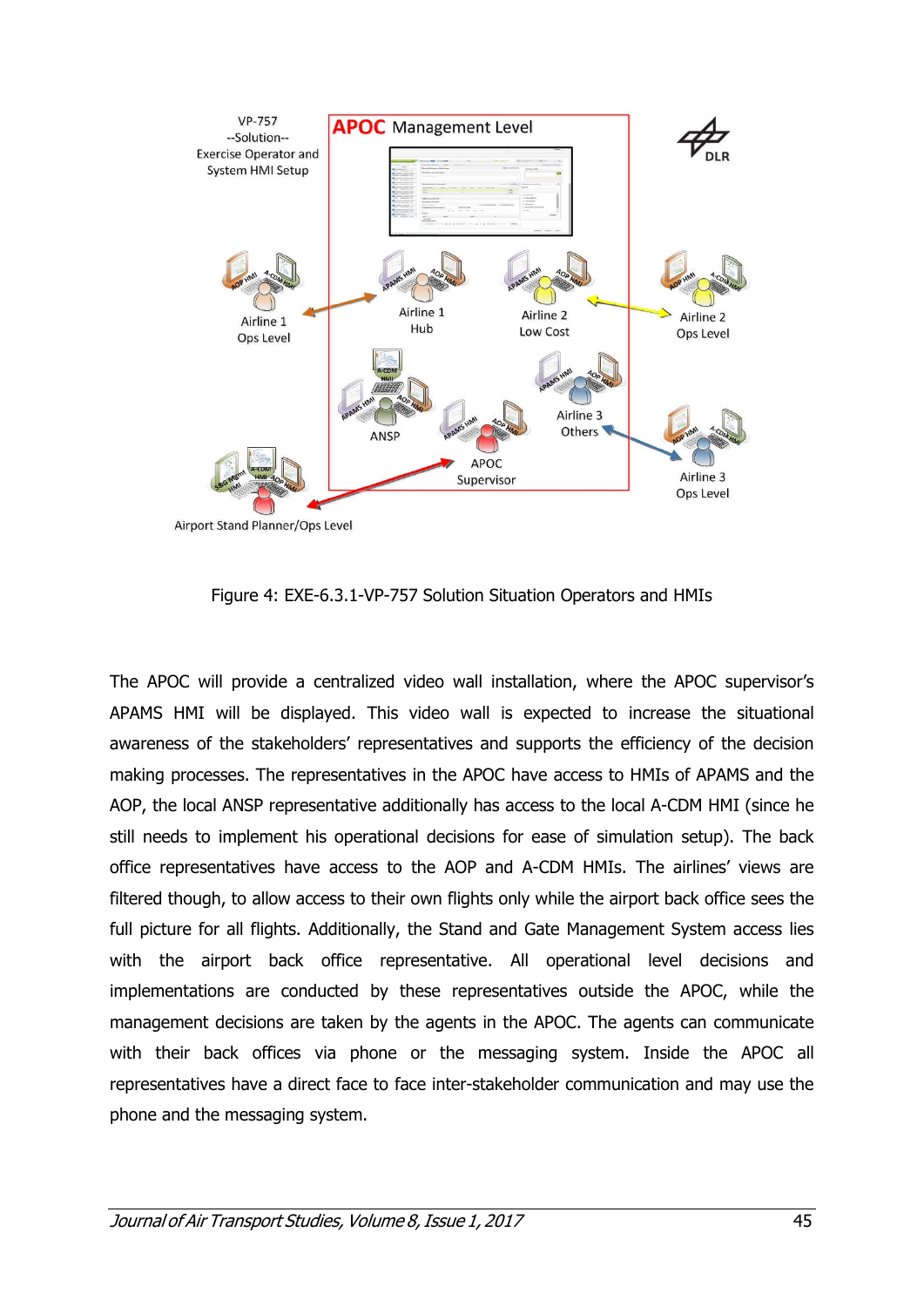Figure 4: EXE-6.3.1-VP-757 Solution Situation Operators and HMIs

The APOC will provide a centralized video wall installation, where the APOC supervisor's APAMS HMI will be displayed. This video wall is expected to increase the situational awareness of the stakeholders' representatives and supports the efficiency of the decision making processes. The representatives in the APOC have access to HMIs of APAMS and the AOP, the local ANSP representative additionally has access to the local A-CDM HMI (since he still needs to implement his operational decisions for ease of simulation setup). The back office representatives have access to the AOP and A-CDM HMIs. The airlines' views are filtered though, to allow access to their own flights only while the airport back office sees the full picture for all flights. Additionally, the Stand and Gate Management System access lies with the airport back office representative. All operational level decisions and implementations are conducted by these representatives outside the APOC, while the management decisions are taken by the agents in the APOC. The agents can communicate with their back offices via phone or the messaging system. Inside the APOC all representatives have a direct face to face inter-stakeholder communication and may use the phone and the messaging system.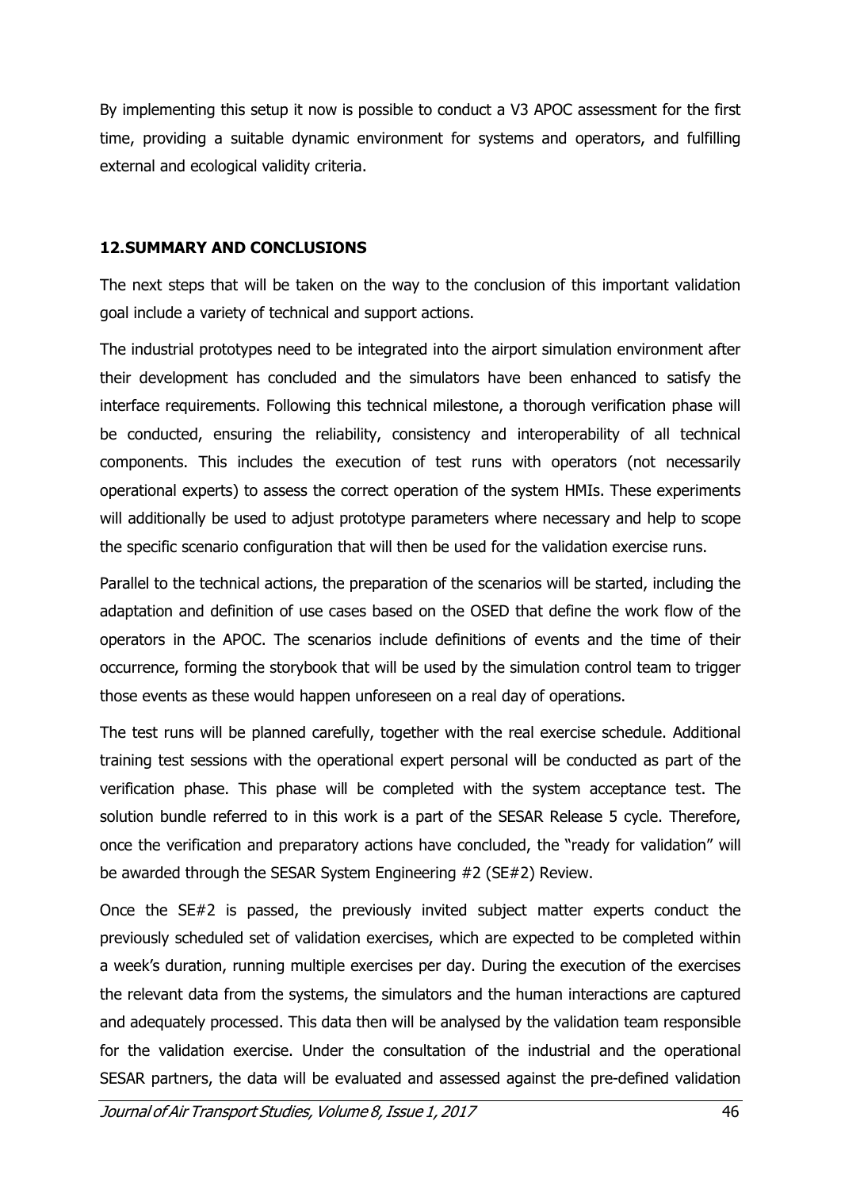By implementing this setup it now is possible to conduct a V3 APOC assessment for the first time, providing a suitable dynamic environment for systems and operators, and fulfilling external and ecological validity criteria.

## 12.SUMMARY AND CONCLUSIONS

The next steps that will be taken on the way to the conclusion of this important validation goal include a variety of technical and support actions.

The industrial prototypes need to be integrated into the airport simulation environment after their development has concluded and the simulators have been enhanced to satisfy the interface requirements. Following this technical milestone, a thorough verification phase will be conducted, ensuring the reliability, consistency and interoperability of all technical components. This includes the execution of test runs with operators (not necessarily operational experts) to assess the correct operation of the system HMIs. These experiments will additionally be used to adjust prototype parameters where necessary and help to scope the specific scenario configuration that will then be used for the validation exercise runs.

Parallel to the technical actions, the preparation of the scenarios will be started, including the adaptation and definition of use cases based on the OSED that define the work flow of the operators in the APOC. The scenarios include definitions of events and the time of their occurrence, forming the storybook that will be used by the simulation control team to trigger those events as these would happen unforeseen on a real day of operations.

The test runs will be planned carefully, together with the real exercise schedule. Additional training test sessions with the operational expert personal will be conducted as part of the verification phase. This phase will be completed with the system acceptance test. The solution bundle referred to in this work is a part of the SESAR Release 5 cycle. Therefore, once the verification and preparatory actions have concluded, the "ready for validation" will be awarded through the SESAR System Engineering #2 (SE#2) Review.

Once the SE#2 is passed, the previously invited subject matter experts conduct the previously scheduled set of validation exercises, which are expected to be completed within a week's duration, running multiple exercises per day. During the execution of the exercises the relevant data from the systems, the simulators and the human interactions are captured and adequately processed. This data then will be analysed by the validation team responsible for the validation exercise. Under the consultation of the industrial and the operational SESAR partners, the data will be evaluated and assessed against the pre-defined validation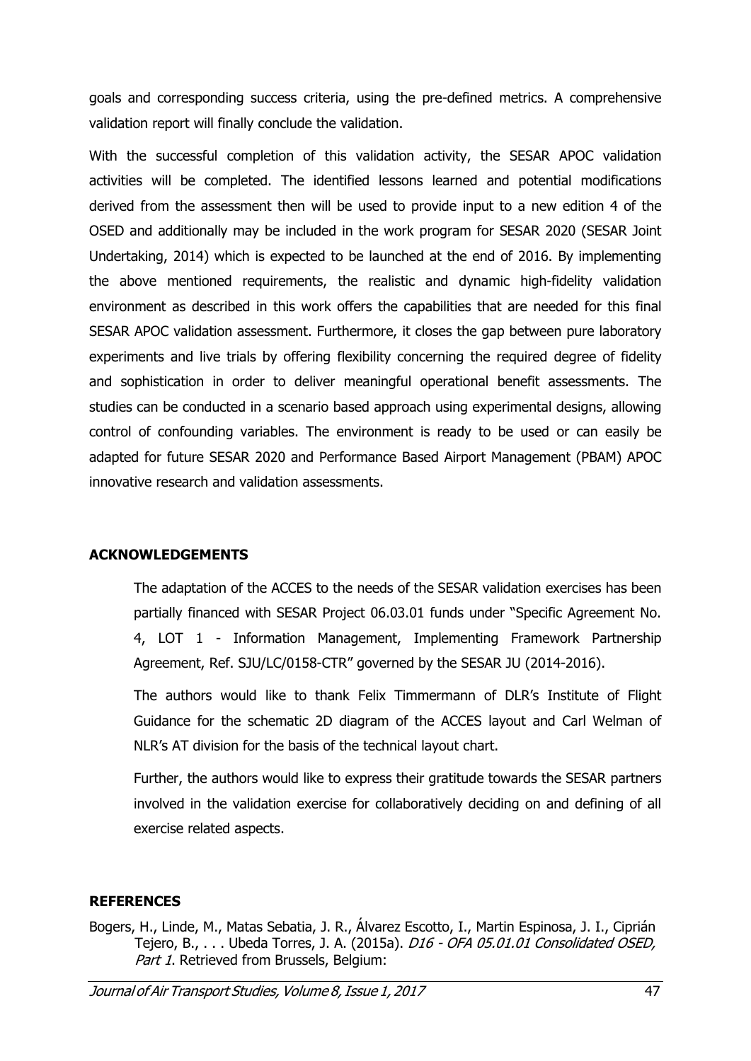goals and corresponding success criteria, using the pre-defined metrics. A comprehensive validation report will finally conclude the validation.

With the successful completion of this validation activity, the SESAR APOC validation activities will be completed. The identified lessons learned and potential modifications derived from the assessment then will be used to provide input to a new edition 4 of the OSED and additionally may be included in the work program for SESAR 2020 (SESAR Joint Undertaking, 2014) which is expected to be launched at the end of 2016. By implementing the above mentioned requirements, the realistic and dynamic high-fidelity validation environment as described in this work offers the capabilities that are needed for this final SESAR APOC validation assessment. Furthermore, it closes the gap between pure laboratory experiments and live trials by offering flexibility concerning the required degree of fidelity and sophistication in order to deliver meaningful operational benefit assessments. The studies can be conducted in a scenario based approach using experimental designs, allowing control of confounding variables. The environment is ready to be used or can easily be adapted for future SESAR 2020 and Performance Based Airport Management (PBAM) APOC innovative research and validation assessments.

## ACKNOWLEDGEMENTS

The adaptation of the ACCES to the needs of the SESAR validation exercises has been partially financed with SESAR Project 06.03.01 funds under "Specific Agreement No. 4, LOT 1 - Information Management, Implementing Framework Partnership Agreement, Ref. SJU/LC/0158-CTR" governed by the SESAR JU (2014-2016).

The authors would like to thank Felix Timmermann of DLR's Institute of Flight Guidance for the schematic 2D diagram of the ACCES layout and Carl Welman of NLR's AT division for the basis of the technical layout chart.

Further, the authors would like to express their gratitude towards the SESAR partners involved in the validation exercise for collaboratively deciding on and defining of all exercise related aspects.

## REFERENCES

Bogers, H., Linde, M., Matas Sebatia, J. R., Álvarez Escotto, I., Martin Espinosa, J. I., Ciprián Tejero, B., . . . Ubeda Torres, J. A. (2015a). *D16 - OFA 05.01.01 Consolidated OSED, Part 1*. Retrieved from Brussels, Belgium: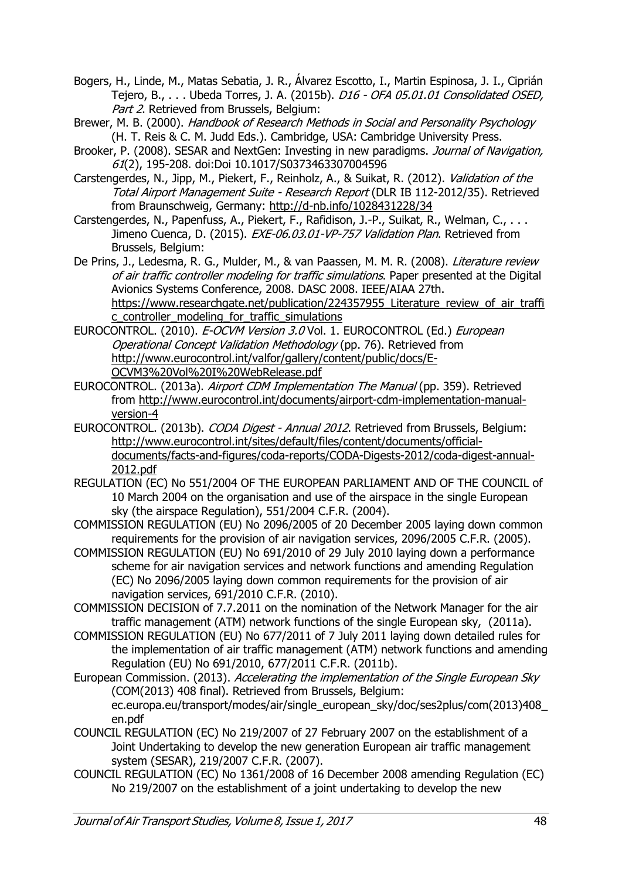Bogers, H., Linde, M., Matas Sebatia, J. R., Álvarez Escotto, I., Martin Espinosa, J. I., Ciprián Tejero, B., . . . Ubeda Torres, J. A. (2015b). *D16 - OFA 05.01.01 Consolidated OSED, Part 2*. Retrieved from Brussels, Belgium:

Brewer, M. B. (2000). *Handbook of Research Methods in Social and Personality Psychology* (H. T. Reis & C. M. Judd Eds.). Cambridge, USA: Cambridge University Press.

Brooker, P. (2008). SESAR and NextGen: Investing in new paradigms. *Journal of Navigation, 61*(2), 195-208. doi:Doi 10.1017/S0373463307004596

Carstengerdes, N., Jipp, M., Piekert, F., Reinholz, A., & Suikat, R. (2012). *Validation of the Total Airport Management Suite - Research Report* (DLR IB 112-2012/35). Retrieved from Braunschweig, Germany: http://d-nb.info/1028431228/34

Carstengerdes, N., Papenfuss, A., Piekert, F., Rafidison, J.-P., Suikat, R., Welman, C., . . . Jimeno Cuenca, D. (2015). *EXE-06.03.01-VP-757 Validation Plan*. Retrieved from Brussels, Belgium:

De Prins, J., Ledesma, R. G., Mulder, M., & van Paassen, M. M. R. (2008). *Literature review of air traffic controller modeling for traffic simulations*. Paper presented at the Digital Avionics Systems Conference, 2008. DASC 2008. IEEE/AIAA 27th. https://www.researchgate.net/publication/224357955_Literature_review_of_air_traffic_controller_modeling_for_traffic_simulations

EUROCONTROL. (2010). *E-OCVM Version 3.0* Vol. 1. EUROCONTROL (Ed.) *European Operational Concept Validation Methodology* (pp. 76). Retrieved from http://www.eurocontrol.int/valfor/gallery/content/public/docs/E-OCVM3%20Vol%20I%20WebRelease.pdf

EUROCONTROL. (2013a). *Airport CDM Implementation The Manual* (pp. 359). Retrieved from http://www.eurocontrol.int/documents/airport-cdm-implementation-manual-version-4

EUROCONTROL. (2013b). *CODA Digest - Annual 2012*. Retrieved from Brussels, Belgium: http://www.eurocontrol.int/sites/default/files/content/documents/official-documents/facts-and-figures/coda-reports/CODA-Digests-2012/coda-digest-annual-2012.pdf

REGULATION (EC) No 551/2004 OF THE EUROPEAN PARLIAMENT AND OF THE COUNCIL of 10 March 2004 on the organisation and use of the airspace in the single European sky (the airspace Regulation), 551/2004 C.F.R. (2004).

COMMISSION REGULATION (EU) No 2096/2005 of 20 December 2005 laying down common requirements for the provision of air navigation services, 2096/2005 C.F.R. (2005).

COMMISSION REGULATION (EU) No 691/2010 of 29 July 2010 laying down a performance scheme for air navigation services and network functions and amending Regulation (EC) No 2096/2005 laying down common requirements for the provision of air navigation services, 691/2010 C.F.R. (2010).

COMMISSION DECISION of 7.7.2011 on the nomination of the Network Manager for the air traffic management (ATM) network functions of the single European sky, (2011a).

COMMISSION REGULATION (EU) No 677/2011 of 7 July 2011 laying down detailed rules for the implementation of air traffic management (ATM) network functions and amending Regulation (EU) No 691/2010, 677/2011 C.F.R. (2011b).

European Commission. (2013). *Accelerating the implementation of the Single European Sky* (COM(2013) 408 final). Retrieved from Brussels, Belgium: ec.europa.eu/transport/modes/air/single_european_sky/doc/ses2plus/com(2013)408_en.pdf

COUNCIL REGULATION (EC) No 219/2007 of 27 February 2007 on the establishment of a Joint Undertaking to develop the new generation European air traffic management system (SESAR), 219/2007 C.F.R. (2007).

COUNCIL REGULATION (EC) No 1361/2008 of 16 December 2008 amending Regulation (EC) No 219/2007 on the establishment of a joint undertaking to develop the new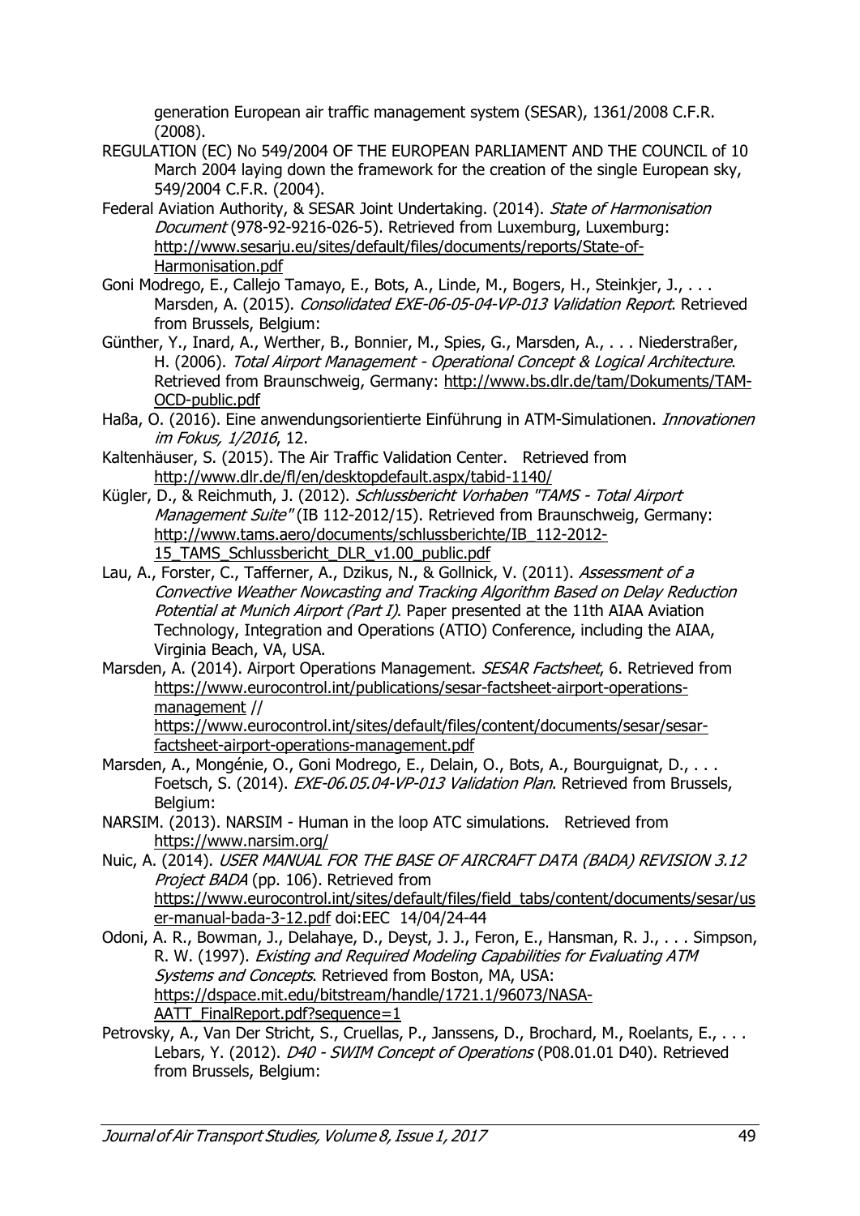generation European air traffic management system (SESAR), 1361/2008 C.F.R. (2008).

REGULATION (EC) No 549/2004 OF THE EUROPEAN PARLIAMENT AND THE COUNCIL of 10 March 2004 laying down the framework for the creation of the single European sky, 549/2004 C.F.R. (2004).

Federal Aviation Authority, & SESAR Joint Undertaking. (2014). *State of Harmonisation Document* (978-92-9216-026-5). Retrieved from Luxemburg, Luxemburg: http://www.sesarju.eu/sites/default/files/documents/reports/State-of-Harmonisation.pdf

Goni Modrego, E., Callejo Tamayo, E., Bots, A., Linde, M., Bogers, H., Steinkjer, J., . . . Marsden, A. (2015). *Consolidated EXE-06-05-04-VP-013 Validation Report*. Retrieved from Brussels, Belgium:

Günther, Y., Inard, A., Werther, B., Bonnier, M., Spies, G., Marsden, A., . . . Niederstraßer, H. (2006). *Total Airport Management - Operational Concept & Logical Architecture*. Retrieved from Braunschweig, Germany: http://www.bs.dlr.de/tam/Dokuments/TAM-OCD-public.pdf

Haßa, O. (2016). Eine anwendungsorientierte Einführung in ATM-Simulationen. *Innovationen im Fokus, 1/2016*, 12.

Kaltenhäuser, S. (2015). The Air Traffic Validation Center. Retrieved from http://www.dlr.de/fl/en/desktopdefault.aspx/tabid-1140/

Kügler, D., & Reichmuth, J. (2012). *Schlussbericht Vorhaben "TAMS - Total Airport Management Suite"* (IB 112-2012/15). Retrieved from Braunschweig, Germany: http://www.tams.aero/documents/schlussberichte/IB_112-2012-15_TAMS_Schlussbericht_DLR_v1.00_public.pdf

Lau, A., Forster, C., Tafferner, A., Dzikus, N., & Gollnick, V. (2011). *Assessment of a Convective Weather Nowcasting and Tracking Algorithm Based on Delay Reduction Potential at Munich Airport (Part I)*. Paper presented at the 11th AIAA Aviation Technology, Integration and Operations (ATIO) Conference, including the AIAA, Virginia Beach, VA, USA.

Marsden, A. (2014). Airport Operations Management. *SESAR Factsheet*, 6. Retrieved from https://www.eurocontrol.int/publications/sesar-factsheet-airport-operations-management // https://www.eurocontrol.int/sites/default/files/content/documents/sesar/sesar-factsheet-airport-operations-management.pdf

Marsden, A., Mongénie, O., Goni Modrego, E., Delain, O., Bots, A., Bourguignat, D., . . . Foetsch, S. (2014). *EXE-06.05.04-VP-013 Validation Plan*. Retrieved from Brussels, Belgium:

NARSIM. (2013). NARSIM - Human in the loop ATC simulations. Retrieved from https://www.narsim.org/

Nuic, A. (2014). *USER MANUAL FOR THE BASE OF AIRCRAFT DATA (BADA) REVISION 3.12 Project BADA* (pp. 106). Retrieved from https://www.eurocontrol.int/sites/default/files/field_tabs/content/documents/sesar/user-manual-bada-3-12.pdf doi:EEC 14/04/24-44

Odoni, A. R., Bowman, J., Delahaye, D., Deyst, J. J., Feron, E., Hansman, R. J., . . . Simpson, R. W. (1997). *Existing and Required Modeling Capabilities for Evaluating ATM Systems and Concepts*. Retrieved from Boston, MA, USA: https://dspace.mit.edu/bitstream/handle/1721.1/96073/NASA-AATT_FinalReport.pdf?sequence=1

Petrovsky, A., Van Der Stricht, S., Cruellas, P., Janssens, D., Brochard, M., Roelants, E., . . . Lebars, Y. (2012). *D40 - SWIM Concept of Operations* (P08.01.01 D40). Retrieved from Brussels, Belgium: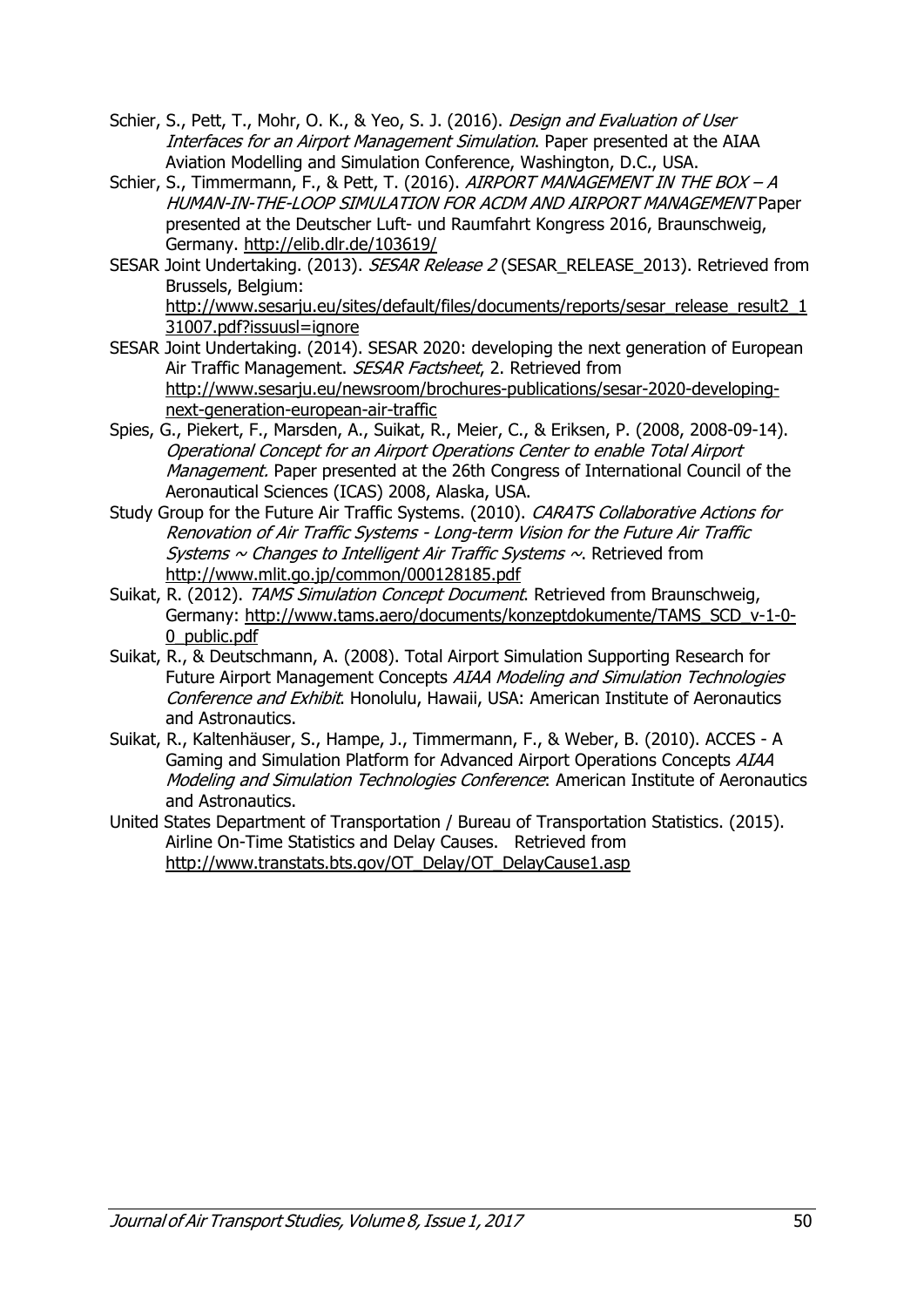Schier, S., Pett, T., Mohr, O. K., & Yeo, S. J. (2016). *Design and Evaluation of User Interfaces for an Airport Management Simulation*. Paper presented at the AIAA Aviation Modelling and Simulation Conference, Washington, D.C., USA.

Schier, S., Timmermann, F., & Pett, T. (2016). *AIRPORT MANAGEMENT IN THE BOX – A HUMAN-IN-THE-LOOP SIMULATION FOR ACDM AND AIRPORT MANAGEMENT* Paper presented at the Deutscher Luft- und Raumfahrt Kongress 2016, Braunschweig, Germany. http://elib.dlr.de/103619/

SESAR Joint Undertaking. (2013). *SESAR Release 2* (SESAR_RELEASE_2013). Retrieved from Brussels, Belgium: http://www.sesarju.eu/sites/default/files/documents/reports/sesar_release_result2_131007.pdf?issuusl=ignore

SESAR Joint Undertaking. (2014). SESAR 2020: developing the next generation of European Air Traffic Management. *SESAR Factsheet*, 2. Retrieved from http://www.sesarju.eu/newsroom/brochures-publications/sesar-2020-developing-next-generation-european-air-traffic

Spies, G., Piekert, F., Marsden, A., Suikat, R., Meier, C., & Eriksen, P. (2008, 2008-09-14). *Operational Concept for an Airport Operations Center to enable Total Airport Management*. Paper presented at the 26th Congress of International Council of the Aeronautical Sciences (ICAS) 2008, Alaska, USA.

Study Group for the Future Air Traffic Systems. (2010). *CARATS Collaborative Actions for Renovation of Air Traffic Systems - Long-term Vision for the Future Air Traffic Systems ~ Changes to Intelligent Air Traffic Systems ~*. Retrieved from http://www.mlit.go.jp/common/000128185.pdf

Suikat, R. (2012). *TAMS Simulation Concept Document*. Retrieved from Braunschweig, Germany: http://www.tams.aero/documents/konzeptdokumente/TAMS_SCD_v-1-0-0_public.pdf

Suikat, R., & Deutschmann, A. (2008). Total Airport Simulation Supporting Research for Future Airport Management Concepts *AIAA Modeling and Simulation Technologies Conference and Exhibit*. Honolulu, Hawaii, USA: American Institute of Aeronautics and Astronautics.

Suikat, R., Kaltenhäuser, S., Hampe, J., Timmermann, F., & Weber, B. (2010). ACCES - A Gaming and Simulation Platform for Advanced Airport Operations Concepts *AIAA Modeling and Simulation Technologies Conference*: American Institute of Aeronautics and Astronautics.

United States Department of Transportation / Bureau of Transportation Statistics. (2015). Airline On-Time Statistics and Delay Causes. Retrieved from http://www.transtats.bts.gov/OT_Delay/OT_DelayCause1.asp